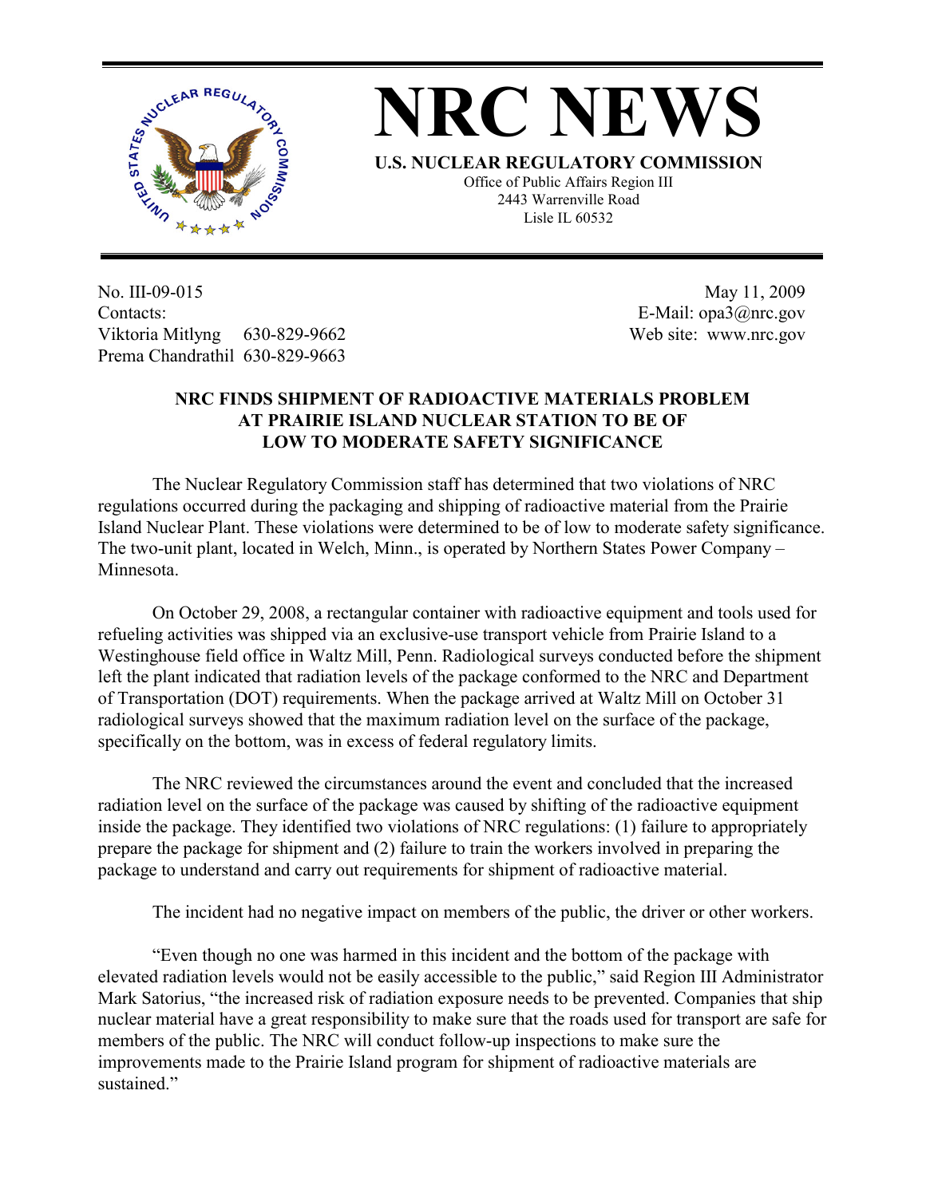# NRC NEWS

**U.S. NUCLEAR REGULATORY COMMISSION**

Office of Public Affairs Region III
2443 Warrenville Road
Lisle IL 60532

No. III-09-015
Contacts:
Viktoria Mitlyng 630-829-9662
Prema Chandrathil 630-829-9663

May 11, 2009
E-Mail: opa3@nrc.gov
Web site: www.nrc.gov

## NRC FINDS SHIPMENT OF RADIOACTIVE MATERIALS PROBLEM AT PRAIRIE ISLAND NUCLEAR STATION TO BE OF LOW TO MODERATE SAFETY SIGNIFICANCE

The Nuclear Regulatory Commission staff has determined that two violations of NRC regulations occurred during the packaging and shipping of radioactive material from the Prairie Island Nuclear Plant. These violations were determined to be of low to moderate safety significance. The two-unit plant, located in Welch, Minn., is operated by Northern States Power Company – Minnesota.

On October 29, 2008, a rectangular container with radioactive equipment and tools used for refueling activities was shipped via an exclusive-use transport vehicle from Prairie Island to a Westinghouse field office in Waltz Mill, Penn. Radiological surveys conducted before the shipment left the plant indicated that radiation levels of the package conformed to the NRC and Department of Transportation (DOT) requirements. When the package arrived at Waltz Mill on October 31 radiological surveys showed that the maximum radiation level on the surface of the package, specifically on the bottom, was in excess of federal regulatory limits.

The NRC reviewed the circumstances around the event and concluded that the increased radiation level on the surface of the package was caused by shifting of the radioactive equipment inside the package. They identified two violations of NRC regulations: (1) failure to appropriately prepare the package for shipment and (2) failure to train the workers involved in preparing the package to understand and carry out requirements for shipment of radioactive material.

The incident had no negative impact on members of the public, the driver or other workers.

"Even though no one was harmed in this incident and the bottom of the package with elevated radiation levels would not be easily accessible to the public," said Region III Administrator Mark Satorius, "the increased risk of radiation exposure needs to be prevented. Companies that ship nuclear material have a great responsibility to make sure that the roads used for transport are safe for members of the public. The NRC will conduct follow-up inspections to make sure the improvements made to the Prairie Island program for shipment of radioactive materials are sustained."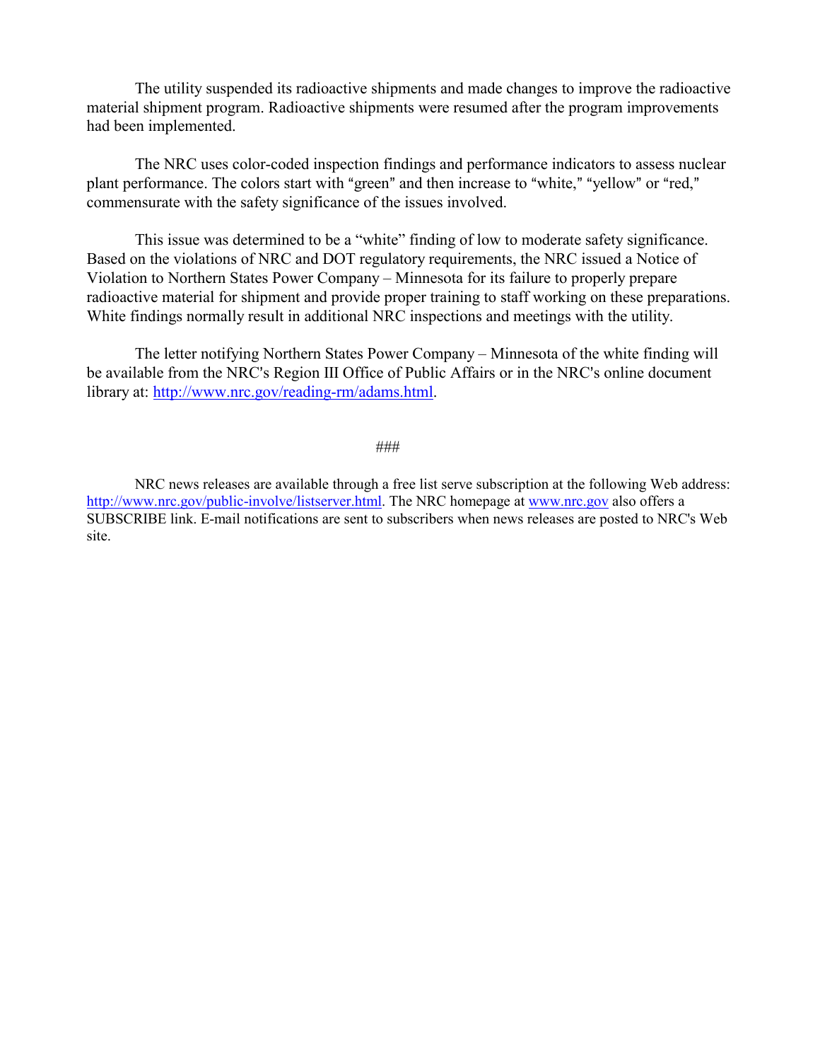The utility suspended its radioactive shipments and made changes to improve the radioactive material shipment program. Radioactive shipments were resumed after the program improvements had been implemented.

The NRC uses color-coded inspection findings and performance indicators to assess nuclear plant performance. The colors start with "green" and then increase to "white," "yellow" or "red," commensurate with the safety significance of the issues involved.

This issue was determined to be a "white" finding of low to moderate safety significance. Based on the violations of NRC and DOT regulatory requirements, the NRC issued a Notice of Violation to Northern States Power Company – Minnesota for its failure to properly prepare radioactive material for shipment and provide proper training to staff working on these preparations. White findings normally result in additional NRC inspections and meetings with the utility.

The letter notifying Northern States Power Company – Minnesota of the white finding will be available from the NRC's Region III Office of Public Affairs or in the NRC's online document library at: http://www.nrc.gov/reading-rm/adams.html.

###

NRC news releases are available through a free list serve subscription at the following Web address: http://www.nrc.gov/public-involve/listserver.html. The NRC homepage at www.nrc.gov also offers a SUBSCRIBE link. E-mail notifications are sent to subscribers when news releases are posted to NRC's Web site.